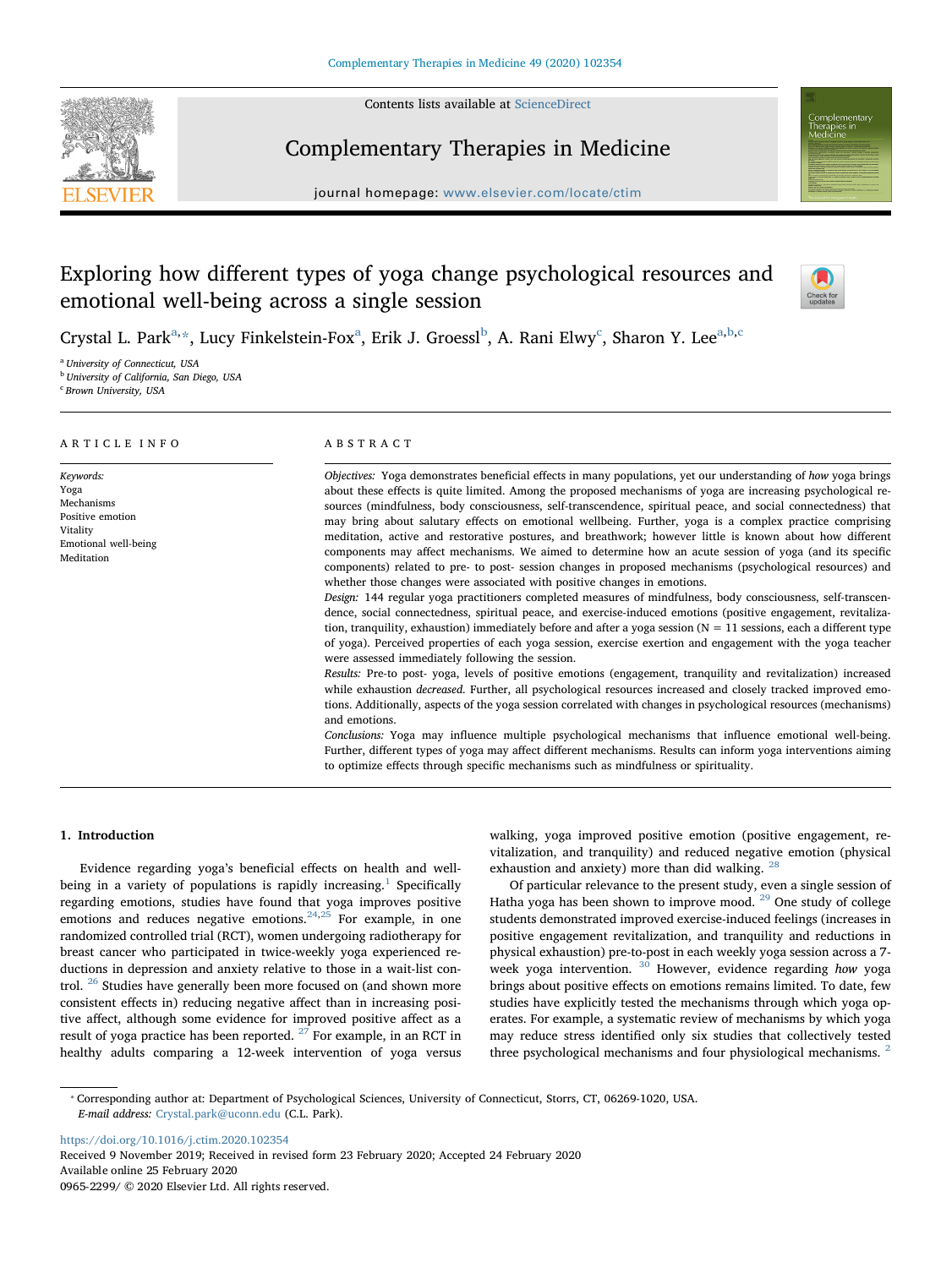# Exploring how different types of yoga change psychological resources and emotional well-being across a single session

Crystal L. Park[a,*], Lucy Finkelstein-Fox[a], Erik J. Groessl[b], A. Rani Elwy[c], Sharon Y. Lee[a,b,c]

[a] University of Connecticut, USA
[b] University of California, San Diego, USA
[c] Brown University, USA

## ARTICLE INFO

*Keywords:*
Yoga
Mechanisms
Positive emotion
Vitality
Emotional well-being
Meditation

## ABSTRACT

*Objectives:* Yoga demonstrates beneficial effects in many populations, yet our understanding of *how* yoga brings about these effects is quite limited. Among the proposed mechanisms of yoga are increasing psychological resources (mindfulness, body consciousness, self-transcendence, spiritual peace, and social connectedness) that may bring about salutary effects on emotional wellbeing. Further, yoga is a complex practice comprising meditation, active and restorative postures, and breathwork; however little is known about how different components may affect mechanisms. We aimed to determine how an acute session of yoga (and its specific components) related to pre- to post- session changes in proposed mechanisms (psychological resources) and whether those changes were associated with positive changes in emotions.

*Design:* 144 regular yoga practitioners completed measures of mindfulness, body consciousness, self-transcendence, social connectedness, spiritual peace, and exercise-induced emotions (positive engagement, revitalization, tranquility, exhaustion) immediately before and after a yoga session (N = 11 sessions, each a different type of yoga). Perceived properties of each yoga session, exercise exertion and engagement with the yoga teacher were assessed immediately following the session.

*Results:* Pre-to post- yoga, levels of positive emotions (engagement, tranquility and revitalization) increased while exhaustion *decreased*. Further, all psychological resources increased and closely tracked improved emotions. Additionally, aspects of the yoga session correlated with changes in psychological resources (mechanisms) and emotions.

*Conclusions:* Yoga may influence multiple psychological mechanisms that influence emotional well-being. Further, different types of yoga may affect different mechanisms. Results can inform yoga interventions aiming to optimize effects through specific mechanisms such as mindfulness or spirituality.

## 1. Introduction

Evidence regarding yoga's beneficial effects on health and well-being in a variety of populations is rapidly increasing.[1] Specifically regarding emotions, studies have found that yoga improves positive emotions and reduces negative emotions.[24,25] For example, in one randomized controlled trial (RCT), women undergoing radiotherapy for breast cancer who participated in twice-weekly yoga experienced reductions in depression and anxiety relative to those in a wait-list control.[26] Studies have generally been more focused on (and shown more consistent effects in) reducing negative affect than in increasing positive affect, although some evidence for improved positive affect as a result of yoga practice has been reported.[27] For example, in an RCT in healthy adults comparing a 12-week intervention of yoga versus walking, yoga improved positive emotion (positive engagement, revitalization, and tranquility) and reduced negative emotion (physical exhaustion and anxiety) more than did walking.[28]

Of particular relevance to the present study, even a single session of Hatha yoga has been shown to improve mood.[29] One study of college students demonstrated improved exercise-induced feelings (increases in positive engagement revitalization, and tranquility and reductions in physical exhaustion) pre-to-post in each weekly yoga session across a 7-week yoga intervention.[30] However, evidence regarding *how* yoga brings about positive effects on emotions remains limited. To date, few studies have explicitly tested the mechanisms through which yoga operates. For example, a systematic review of mechanisms by which yoga may reduce stress identified only six studies that collectively tested three psychological mechanisms and four physiological mechanisms.[2]

* Corresponding author at: Department of Psychological Sciences, University of Connecticut, Storrs, CT, 06269-1020, USA.
*E-mail address:* Crystal.park@uconn.edu (C.L. Park).

https://doi.org/10.1016/j.ctim.2020.102354
Received 9 November 2019; Received in revised form 23 February 2020; Accepted 24 February 2020
Available online 25 February 2020
0965-2299/ © 2020 Elsevier Ltd. All rights reserved.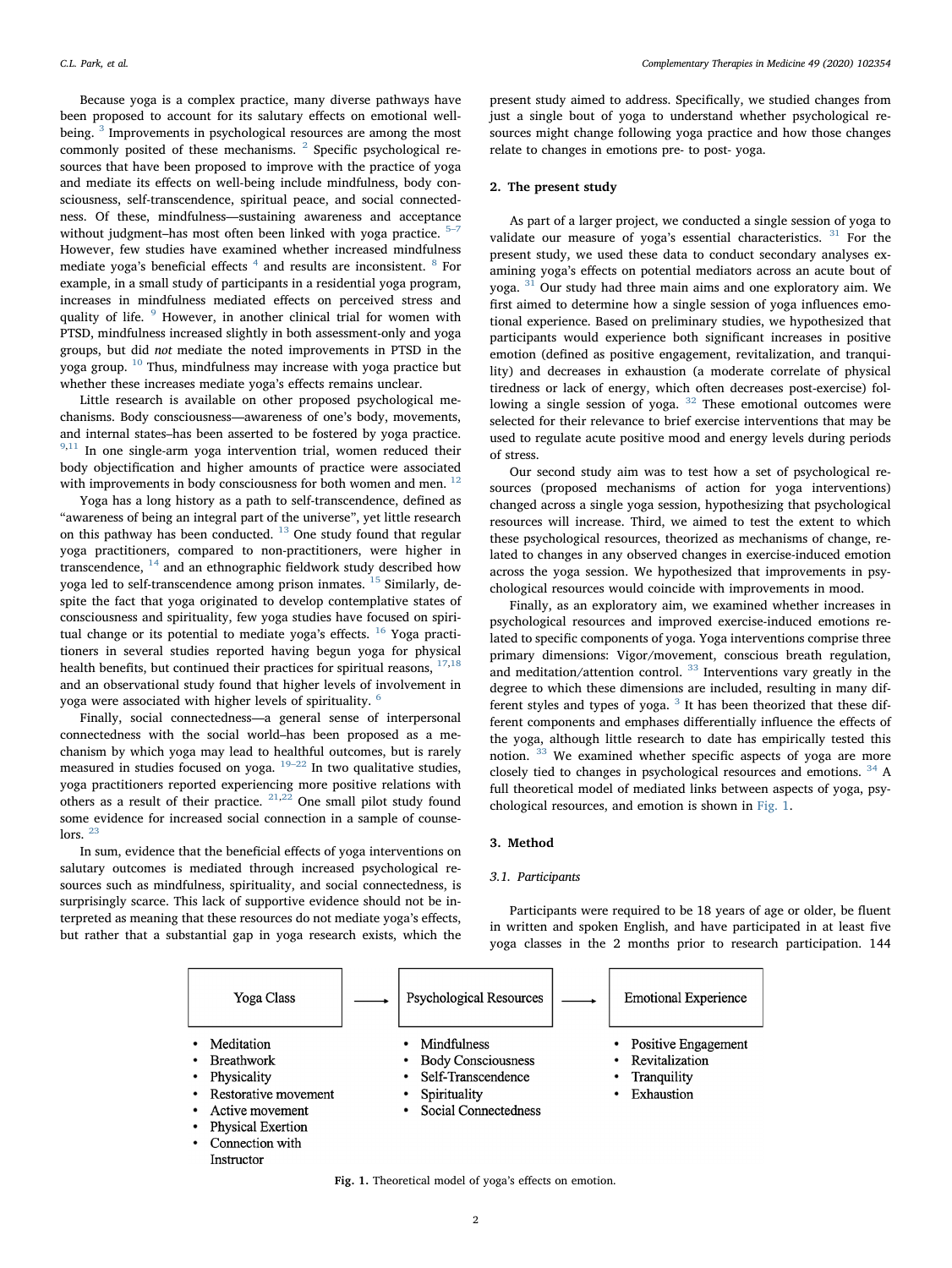Because yoga is a complex practice, many diverse pathways have been proposed to account for its salutary effects on emotional well-being. [3] Improvements in psychological resources are among the most commonly posited of these mechanisms. [2] Specific psychological resources that have been proposed to improve with the practice of yoga and mediate its effects on well-being include mindfulness, body consciousness, self-transcendence, spiritual peace, and social connectedness. Of these, mindfulness—sustaining awareness and acceptance without judgment–has most often been linked with yoga practice. [5–7] However, few studies have examined whether increased mindfulness mediate yoga's beneficial effects [4] and results are inconsistent. [8] For example, in a small study of participants in a residential yoga program, increases in mindfulness mediated effects on perceived stress and quality of life. [9] However, in another clinical trial for women with PTSD, mindfulness increased slightly in both assessment-only and yoga groups, but did *not* mediate the noted improvements in PTSD in the yoga group. [10] Thus, mindfulness may increase with yoga practice but whether these increases mediate yoga's effects remains unclear.

Little research is available on other proposed psychological mechanisms. Body consciousness—awareness of one's body, movements, and internal states–has been asserted to be fostered by yoga practice. [9,11] In one single-arm yoga intervention trial, women reduced their body objectification and higher amounts of practice were associated with improvements in body consciousness for both women and men. [12]

Yoga has a long history as a path to self-transcendence, defined as "awareness of being an integral part of the universe", yet little research on this pathway has been conducted. [13] One study found that regular yoga practitioners, compared to non-practitioners, were higher in transcendence, [14] and an ethnographic fieldwork study described how yoga led to self-transcendence among prison inmates. [15] Similarly, despite the fact that yoga originated to develop contemplative states of consciousness and spirituality, few yoga studies have focused on spiritual change or its potential to mediate yoga's effects. [16] Yoga practitioners in several studies reported having begun yoga for physical health benefits, but continued their practices for spiritual reasons, [17,18] and an observational study found that higher levels of involvement in yoga were associated with higher levels of spirituality. [6]

Finally, social connectedness—a general sense of interpersonal connectedness with the social world–has been proposed as a mechanism by which yoga may lead to healthful outcomes, but is rarely measured in studies focused on yoga. [19–22] In two qualitative studies, yoga practitioners reported experiencing more positive relations with others as a result of their practice. [21,22] One small pilot study found some evidence for increased social connection in a sample of counselors. [23]

In sum, evidence that the beneficial effects of yoga interventions on salutary outcomes is mediated through increased psychological resources such as mindfulness, spirituality, and social connectedness, is surprisingly scarce. This lack of supportive evidence should not be interpreted as meaning that these resources do not mediate yoga's effects, but rather that a substantial gap in yoga research exists, which the present study aimed to address. Specifically, we studied changes from just a single bout of yoga to understand whether psychological resources might change following yoga practice and how those changes relate to changes in emotions pre- to post- yoga.

## 2. The present study

As part of a larger project, we conducted a single session of yoga to validate our measure of yoga's essential characteristics. [31] For the present study, we used these data to conduct secondary analyses examining yoga's effects on potential mediators across an acute bout of yoga. [31] Our study had three main aims and one exploratory aim. We first aimed to determine how a single session of yoga influences emotional experience. Based on preliminary studies, we hypothesized that participants would experience both significant increases in positive emotion (defined as positive engagement, revitalization, and tranquility) and decreases in exhaustion (a moderate correlate of physical tiredness or lack of energy, which often decreases post-exercise) following a single session of yoga. [32] These emotional outcomes were selected for their relevance to brief exercise interventions that may be used to regulate acute positive mood and energy levels during periods of stress.

Our second study aim was to test how a set of psychological resources (proposed mechanisms of action for yoga interventions) changed across a single yoga session, hypothesizing that psychological resources will increase. Third, we aimed to test the extent to which these psychological resources, theorized as mechanisms of change, related to changes in any observed changes in exercise-induced emotion across the yoga session. We hypothesized that improvements in psychological resources would coincide with improvements in mood.

Finally, as an exploratory aim, we examined whether increases in psychological resources and improved exercise-induced emotions related to specific components of yoga. Yoga interventions comprise three primary dimensions: Vigor/movement, conscious breath regulation, and meditation/attention control. [33] Interventions vary greatly in the degree to which these dimensions are included, resulting in many different styles and types of yoga. [3] It has been theorized that these different components and emphases differentially influence the effects of the yoga, although little research to date has empirically tested this notion. [33] We examined whether specific aspects of yoga are more closely tied to changes in psychological resources and emotions. [34] A full theoretical model of mediated links between aspects of yoga, psychological resources, and emotion is shown in Fig. 1.

## 3. Method

### 3.1. Participants

Participants were required to be 18 years of age or older, be fluent in written and spoken English, and have participated in at least five yoga classes in the 2 months prior to research participation. 144

| Yoga Class | → | Psychological Resources | → | Emotional Experience |
|---|---|---|---|---|
| • Meditation | | • Mindfulness | | • Positive Engagement |
| • Breathwork | | • Body Consciousness | | • Revitalization |
| • Physicality | | • Self-Transcendence | | • Tranquility |
| • Restorative movement | | • Spirituality | | • Exhaustion |
| • Active movement | | • Social Connectedness | | |
| • Physical Exertion | | | | |
| • Connection with Instructor | | | | |

**Fig. 1.** Theoretical model of yoga's effects on emotion.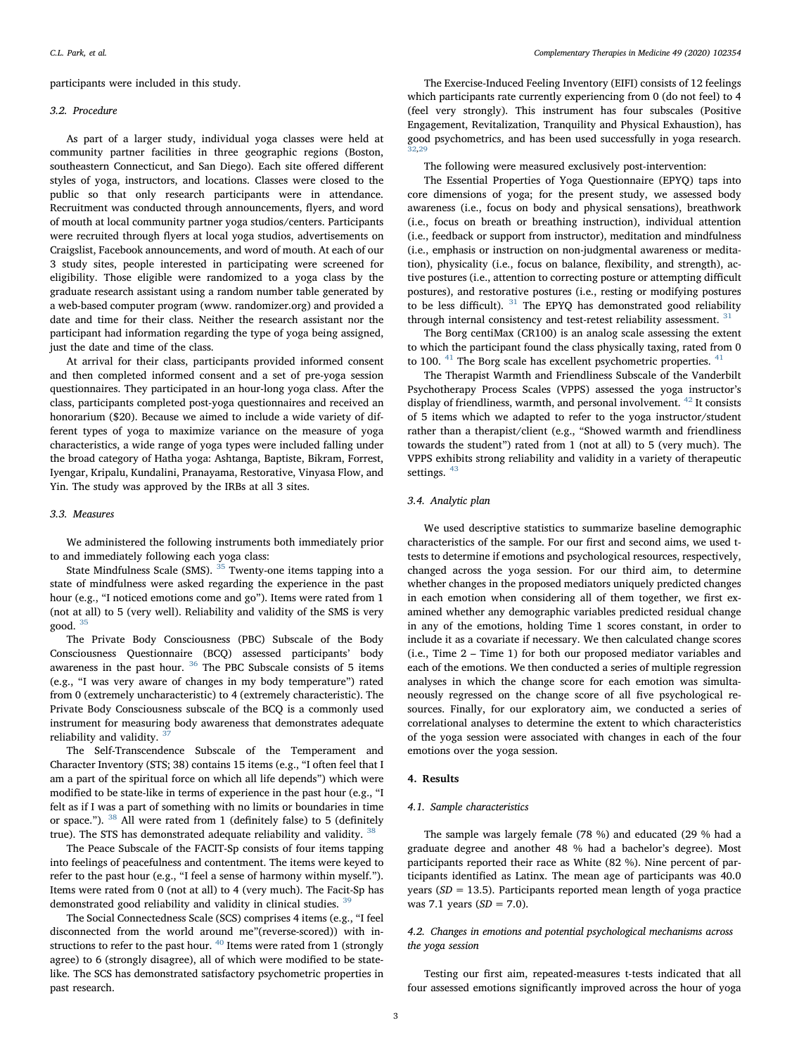participants were included in this study.

### 3.2. Procedure

As part of a larger study, individual yoga classes were held at community partner facilities in three geographic regions (Boston, southeastern Connecticut, and San Diego). Each site offered different styles of yoga, instructors, and locations. Classes were closed to the public so that only research participants were in attendance. Recruitment was conducted through announcements, flyers, and word of mouth at local community partner yoga studios/centers. Participants were recruited through flyers at local yoga studios, advertisements on Craigslist, Facebook announcements, and word of mouth. At each of our 3 study sites, people interested in participating were screened for eligibility. Those eligible were randomized to a yoga class by the graduate research assistant using a random number table generated by a web-based computer program (www. randomizer.org) and provided a date and time for their class. Neither the research assistant nor the participant had information regarding the type of yoga being assigned, just the date and time of the class.

At arrival for their class, participants provided informed consent and then completed informed consent and a set of pre-yoga session questionnaires. They participated in an hour-long yoga class. After the class, participants completed post-yoga questionnaires and received an honorarium ($20). Because we aimed to include a wide variety of different types of yoga to maximize variance on the measure of yoga characteristics, a wide range of yoga types were included falling under the broad category of Hatha yoga: Ashtanga, Baptiste, Bikram, Forrest, Iyengar, Kripalu, Kundalini, Pranayama, Restorative, Vinyasa Flow, and Yin. The study was approved by the IRBs at all 3 sites.

### 3.3. Measures

We administered the following instruments both immediately prior to and immediately following each yoga class:

State Mindfulness Scale (SMS). [35] Twenty-one items tapping into a state of mindfulness were asked regarding the experience in the past hour (e.g., "I noticed emotions come and go"). Items were rated from 1 (not at all) to 5 (very well). Reliability and validity of the SMS is very good. [35]

The Private Body Consciousness (PBC) Subscale of the Body Consciousness Questionnaire (BCQ) assessed participants' body awareness in the past hour. [36] The PBC Subscale consists of 5 items (e.g., "I was very aware of changes in my body temperature") rated from 0 (extremely uncharacteristic) to 4 (extremely characteristic). The Private Body Consciousness subscale of the BCQ is a commonly used instrument for measuring body awareness that demonstrates adequate reliability and validity. [37]

The Self-Transcendence Subscale of the Temperament and Character Inventory (STS; 38) contains 15 items (e.g., "I often feel that I am a part of the spiritual force on which all life depends") which were modified to be state-like in terms of experience in the past hour (e.g., "I felt as if I was a part of something with no limits or boundaries in time or space."). [38] All were rated from 1 (definitely false) to 5 (definitely true). The STS has demonstrated adequate reliability and validity. [38]

The Peace Subscale of the FACIT-Sp consists of four items tapping into feelings of peacefulness and contentment. The items were keyed to refer to the past hour (e.g., "I feel a sense of harmony within myself."). Items were rated from 0 (not at all) to 4 (very much). The Facit-Sp has demonstrated good reliability and validity in clinical studies. [39]

The Social Connectedness Scale (SCS) comprises 4 items (e.g., "I feel disconnected from the world around me"(reverse-scored)) with instructions to refer to the past hour. [40] Items were rated from 1 (strongly agree) to 6 (strongly disagree), all of which were modified to be state-like. The SCS has demonstrated satisfactory psychometric properties in past research.

The Exercise-Induced Feeling Inventory (EIFI) consists of 12 feelings which participants rate currently experiencing from 0 (do not feel) to 4 (feel very strongly). This instrument has four subscales (Positive Engagement, Revitalization, Tranquility and Physical Exhaustion), has good psychometrics, and has been used successfully in yoga research. [32,29]

The following were measured exclusively post-intervention:

The Essential Properties of Yoga Questionnaire (EPYQ) taps into core dimensions of yoga; for the present study, we assessed body awareness (i.e., focus on body and physical sensations), breathwork (i.e., focus on breath or breathing instruction), individual attention (i.e., feedback or support from instructor), meditation and mindfulness (i.e., emphasis or instruction on non-judgmental awareness or meditation), physicality (i.e., focus on balance, flexibility, and strength), active postures (i.e., attention to correcting posture or attempting difficult postures), and restorative postures (i.e., resting or modifying postures to be less difficult). [31] The EPYQ has demonstrated good reliability through internal consistency and test-retest reliability assessment. [31]

The Borg centiMax (CR100) is an analog scale assessing the extent to which the participant found the class physically taxing, rated from 0 to 100. [41] The Borg scale has excellent psychometric properties. [41]

The Therapist Warmth and Friendliness Subscale of the Vanderbilt Psychotherapy Process Scales (VPPS) assessed the yoga instructor's display of friendliness, warmth, and personal involvement. [42] It consists of 5 items which we adapted to refer to the yoga instructor/student rather than a therapist/client (e.g., "Showed warmth and friendliness towards the student") rated from 1 (not at all) to 5 (very much). The VPPS exhibits strong reliability and validity in a variety of therapeutic settings. [43]

### 3.4. Analytic plan

We used descriptive statistics to summarize baseline demographic characteristics of the sample. For our first and second aims, we used t-tests to determine if emotions and psychological resources, respectively, changed across the yoga session. For our third aim, to determine whether changes in the proposed mediators uniquely predicted changes in each emotion when considering all of them together, we first examined whether any demographic variables predicted residual change in any of the emotions, holding Time 1 scores constant, in order to include it as a covariate if necessary. We then calculated change scores (i.e., Time 2 – Time 1) for both our proposed mediator variables and each of the emotions. We then conducted a series of multiple regression analyses in which the change score for each emotion was simultaneously regressed on the change score of all five psychological resources. Finally, for our exploratory aim, we conducted a series of correlational analyses to determine the extent to which characteristics of the yoga session were associated with changes in each of the four emotions over the yoga session.

## 4. Results

### 4.1. Sample characteristics

The sample was largely female (78 %) and educated (29 % had a graduate degree and another 48 % had a bachelor's degree). Most participants reported their race as White (82 %). Nine percent of participants identified as Latinx. The mean age of participants was 40.0 years ($SD$ = 13.5). Participants reported mean length of yoga practice was 7.1 years ($SD$ = 7.0).

### 4.2. Changes in emotions and potential psychological mechanisms across the yoga session

Testing our first aim, repeated-measures t-tests indicated that all four assessed emotions significantly improved across the hour of yoga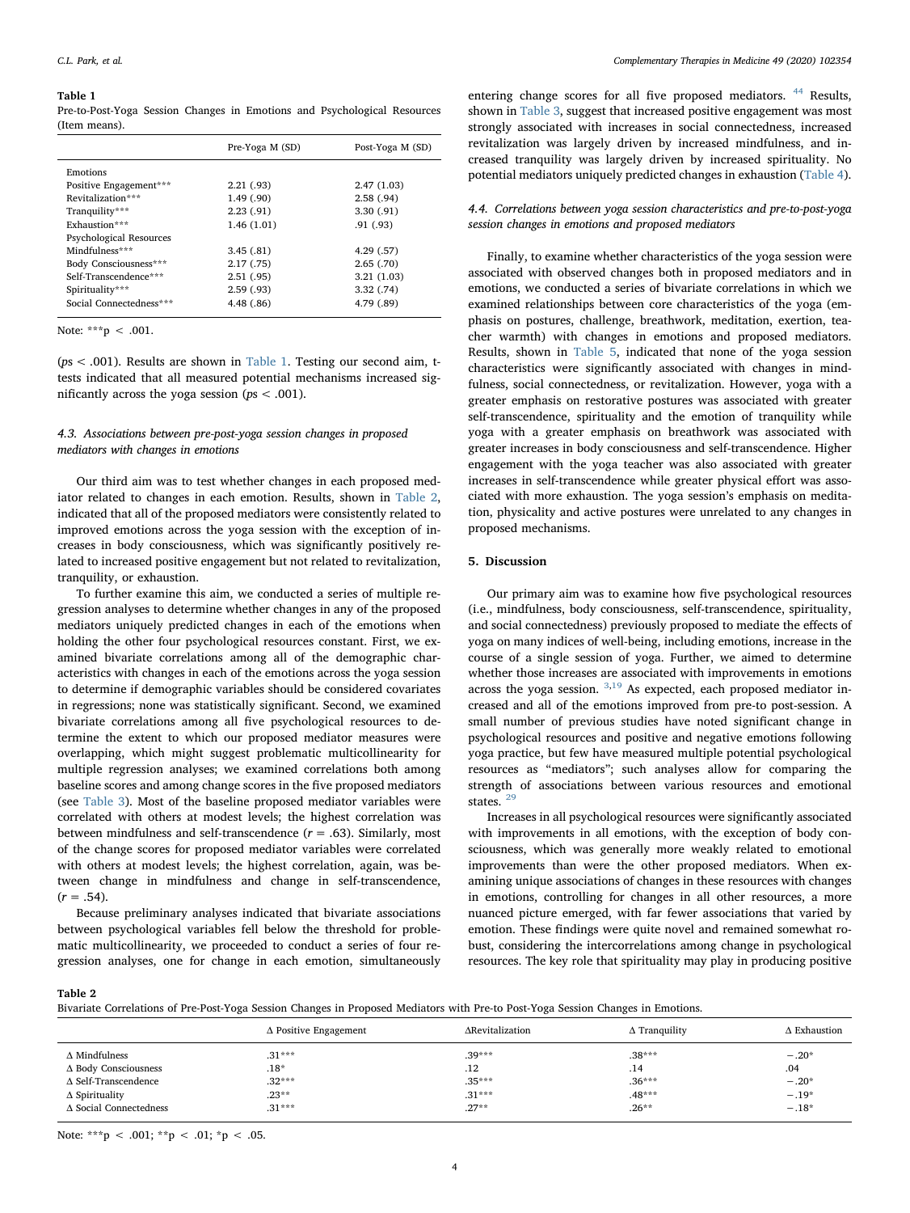**Table 1**
Pre-to-Post-Yoga Session Changes in Emotions and Psychological Resources (Item means).

| | Pre-Yoga M (SD) | Post-Yoga M (SD) |
|---|---|---|
| Emotions | | |
| Positive Engagement*** | 2.21 (.93) | 2.47 (1.03) |
| Revitalization*** | 1.49 (.90) | 2.58 (.94) |
| Tranquility*** | 2.23 (.91) | 3.30 (.91) |
| Exhaustion*** | 1.46 (1.01) | .91 (.93) |
| Psychological Resources | | |
| Mindfulness*** | 3.45 (.81) | 4.29 (.57) |
| Body Consciousness*** | 2.17 (.75) | 2.65 (.70) |
| Self-Transcendence*** | 2.51 (.95) | 3.21 (1.03) |
| Spirituality*** | 2.59 (.93) | 3.32 (.74) |
| Social Connectedness*** | 4.48 (.86) | 4.79 (.89) |

Note: ***$p < .001$.

($ps < .001$). Results are shown in Table 1. Testing our second aim, t-tests indicated that all measured potential mechanisms increased significantly across the yoga session ($ps < .001$).

### 4.3. Associations between pre-post-yoga session changes in proposed mediators with changes in emotions

Our third aim was to test whether changes in each proposed mediator related to changes in each emotion. Results, shown in Table 2, indicated that all of the proposed mediators were consistently related to improved emotions across the yoga session with the exception of increases in body consciousness, which was significantly positively related to increased positive engagement but not related to revitalization, tranquility, or exhaustion.

To further examine this aim, we conducted a series of multiple regression analyses to determine whether changes in any of the proposed mediators uniquely predicted changes in each of the emotions when holding the other four psychological resources constant. First, we examined bivariate correlations among all of the demographic characteristics with changes in each of the emotions across the yoga session to determine if demographic variables should be considered covariates in regressions; none was statistically significant. Second, we examined bivariate correlations among all five psychological resources to determine the extent to which our proposed mediator measures were overlapping, which might suggest problematic multicollinearity for multiple regression analyses; we examined correlations both among baseline scores and among change scores in the five proposed mediators (see Table 3). Most of the baseline proposed mediator variables were correlated with others at modest levels; the highest correlation was between mindfulness and self-transcendence ($r = .63$). Similarly, most of the change scores for proposed mediator variables were correlated with others at modest levels; the highest correlation, again, was between change in mindfulness and change in self-transcendence, ($r = .54$).

Because preliminary analyses indicated that bivariate associations between psychological variables fell below the threshold for problematic multicollinearity, we proceeded to conduct a series of four regression analyses, one for change in each emotion, simultaneously entering change scores for all five proposed mediators. [44] Results, shown in Table 3, suggest that increased positive engagement was most strongly associated with increases in social connectedness, increased revitalization was largely driven by increased mindfulness, and increased tranquility was largely driven by increased spirituality. No potential mediators uniquely predicted changes in exhaustion (Table 4).

### 4.4. Correlations between yoga session characteristics and pre-to-post-yoga session changes in emotions and proposed mediators

Finally, to examine whether characteristics of the yoga session were associated with observed changes both in proposed mediators and in emotions, we conducted a series of bivariate correlations in which we examined relationships between core characteristics of the yoga (emphasis on postures, challenge, breathwork, meditation, exertion, teacher warmth) with changes in emotions and proposed mediators. Results, shown in Table 5, indicated that none of the yoga session characteristics were significantly associated with changes in mindfulness, social connectedness, or revitalization. However, yoga with a greater emphasis on restorative postures was associated with greater self-transcendence, spirituality and the emotion of tranquility while yoga with a greater emphasis on breathwork was associated with greater increases in body consciousness and self-transcendence. Higher engagement with the yoga teacher was also associated with greater increases in self-transcendence while greater physical effort was associated with more exhaustion. The yoga session's emphasis on meditation, physicality and active postures were unrelated to any changes in proposed mechanisms.

## 5. Discussion

Our primary aim was to examine how five psychological resources (i.e., mindfulness, body consciousness, self-transcendence, spirituality, and social connectedness) previously proposed to mediate the effects of yoga on many indices of well-being, including emotions, increase in the course of a single session of yoga. Further, we aimed to determine whether those increases are associated with improvements in emotions across the yoga session. [3,19] As expected, each proposed mediator increased and all of the emotions improved from pre to post-session. A small number of previous studies have noted significant change in psychological resources and positive and negative emotions following yoga practice, but few have measured multiple potential psychological resources as "mediators"; such analyses allow for comparing the strength of associations between various resources and emotional states. [29]

Increases in all psychological resources were significantly associated with improvements in all emotions, with the exception of body consciousness, which was generally more weakly related to emotional improvements than were the other proposed mediators. When examining unique associations of changes in these resources with changes in emotions, controlling for changes in all other resources, a more nuanced picture emerged, with far fewer associations that varied by emotion. These findings were quite novel and remained somewhat robust, considering the intercorrelations among change in psychological resources. The key role that spirituality may play in producing positive

**Table 2**
Bivariate Correlations of Pre-Post-Yoga Session Changes in Proposed Mediators with Pre-to Post-Yoga Session Changes in Emotions.

| | Δ Positive Engagement | ΔRevitalization | Δ Tranquility | Δ Exhaustion |
|---|---|---|---|---|
| Δ Mindfulness | .31*** | .39*** | .38*** | −.20* |
| Δ Body Consciousness | .18* | .12 | .14 | .04 |
| Δ Self-Transcendence | .32*** | .35*** | .36*** | −.20* |
| Δ Spirituality | .23** | .31*** | .48*** | −.19* |
| Δ Social Connectedness | .31*** | .27** | .26** | −.18* |

Note: ***$p < .001$; **$p < .01$; *$p < .05$.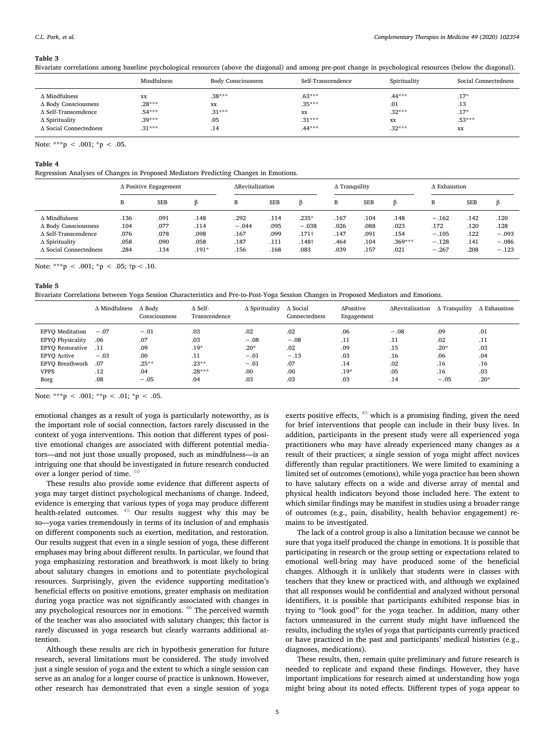**Table 3**

Bivariate correlations among baseline psychological resources (above the diagonal) and among pre-post change in psychological resources (below the diagonal).

| | Mindfulness | Body Consciousness | Self-Transcendence | Spirituality | Social Connectedness |
|---|---|---|---|---|---|
| Δ Mindfulness | xx | .38*** | .63*** | .44*** | .17* |
| Δ Body Consciousness | .28*** | xx | .35*** | .01 | .13 |
| Δ Self-Transcendence | .54*** | .31*** | xx | .32*** | .17* |
| Δ Spirituality | .39*** | .05 | .31*** | xx | .53*** |
| Δ Social Connectedness | .31*** | .14 | .44*** | .32*** | xx |

Note: ***p < .001; *p < .05.

**Table 4**

Regression Analyses of Changes in Proposed Mediators Predicting Changes in Emotions.

| | Δ Positive Engagement | | | ΔRevitalization | | | Δ Tranquility | | | Δ Exhaustion | | |
|---|---|---|---|---|---|---|---|---|---|---|---|---|
| | B | SEB | β | B | SEB | β | B | SEB | β | B | SEB | β |
| Δ Mindfulness | .136 | .091 | .148 | .292 | .114 | .235* | .167 | .104 | .148 | −.162 | .142 | .120 |
| Δ Body Consciousness | .104 | .077 | .114 | −.044 | .095 | −.038 | .026 | .088 | .023 | .172 | .120 | .128 |
| Δ Self-Transcendence | .076 | .078 | .098 | .167 | .099 | .171† | .147 | .091 | .154 | −.105 | .122 | −.093 |
| Δ Spirituality | .058 | .090 | .058 | .187 | .111 | .148† | .464 | .104 | .369*** | −.128 | .141 | −.086 |
| Δ Social Connectedness | .284 | .134 | .191* | .156 | .168 | .083 | .039 | .157 | .021 | −.267 | .208 | −.123 |

Note: ***p < .001; *p < .05; †p < .10.

**Table 5**

Bivariate Correlations between Yoga Session Characteristics and Pre-to-Post-Yoga Session Changes in Proposed Mediators and Emotions.

| | Δ Mindfulness | Δ Body Consciousness | Δ Self-Transcendence | Δ Spirituality | Δ Social Connectedness | ΔPositive Engagement | ΔRevitalization | Δ Tranquility | Δ Exhaustion |
|---|---|---|---|---|---|---|---|---|---|
| EPYQ Meditation | −.07 | −.01 | .03 | .02 | .02 | .06 | −.08 | .09 | .01 |
| EPYQ Physicality | .06 | .07 | .03 | −.08 | −.08 | .11 | .11 | .02 | .11 |
| EPYQ Restorative | .11 | .09 | .19* | .20* | .02 | .09 | .15 | .20* | .03 |
| EPYQ Active | −.03 | .00 | .11 | −.01 | −.13 | .03 | .16 | .06 | .04 |
| EPYQ Breathwork | .07 | .25** | .23** | −.01 | .07 | .14 | .02 | .16 | .16 |
| VPPS | .12 | .04 | .28*** | .00 | .00 | .19* | .05 | .16 | .03 |
| Borg | .08 | −.05 | .04 | .03 | .03 | .03 | .14 | −.05 | .20* |

Note: ***p < .001; **p < .01; *p < .05.

emotional changes as a result of yoga is particularly noteworthy, as is the important role of social connection, factors rarely discussed in the context of yoga interventions. This notion that different types of positive emotional changes are associated with different potential mediators—and not just those usually proposed, such as mindfulness—is an intriguing one that should be investigated in future research conducted over a longer period of time.[10]

These results also provide some evidence that different aspects of yoga may target distinct psychological mechanisms of change. Indeed, evidence is emerging that various types of yoga may produce different health-related outcomes.[45] Our results suggest why this may be so—yoga varies tremendously in terms of its inclusion of and emphasis on different components such as exertion, meditation, and restoration. Our results suggest that even in a single session of yoga, these different emphases may bring about different results. In particular, we found that yoga emphasizing restoration and breathwork is most likely to bring about salutary changes in emotions and to potentiate psychological resources. Surprisingly, given the evidence supporting meditation's beneficial effects on positive emotions, greater emphasis on meditation during yoga practice was not significantly associated with changes in any psychological resources nor in emotions.[46] The perceived warmth of the teacher was also associated with salutary changes; this factor is rarely discussed in yoga research but clearly warrants additional attention.

Although these results are rich in hypothesis generation for future research, several limitations must be considered. The study involved just a single session of yoga and the extent to which a single session can serve as an analog for a longer course of practice is unknown. However, other research has demonstrated that even a single session of yoga exerts positive effects,[45] which is a promising finding, given the need for brief interventions that people can include in their busy lives. In addition, participants in the present study were all experienced yoga practitioners who may have already experienced many changes as a result of their practices; a single session of yoga might affect novices differently than regular practitioners. We were limited to examining a limited set of outcomes (emotions), while yoga practice has been shown to have salutary effects on a wide and diverse array of mental and physical health indicators beyond those included here. The extent to which similar findings may be manifest in studies using a broader range of outcomes (e.g., pain, disability, health behavior engagement) remains to be investigated.

The lack of a control group is also a limitation because we cannot be sure that yoga itself produced the change in emotions. It is possible that participating in research or the group setting or expectations related to emotional well-bring may have produced some of the beneficial changes. Although it is unlikely that students were in classes with teachers that they knew or practiced with, and although we explained that all responses would be confidential and analyzed without personal identifiers, it is possible that participants exhibited response bias in trying to "look good" for the yoga teacher. In addition, many other factors unmeasured in the current study might have influenced the results, including the styles of yoga that participants currently practiced or have practiced in the past and participants' medical histories (e.g., diagnoses, medications).

These results, then, remain quite preliminary and future research is needed to replicate and expand these findings. However, they have important implications for research aimed at understanding how yoga might bring about its noted effects. Different types of yoga appear to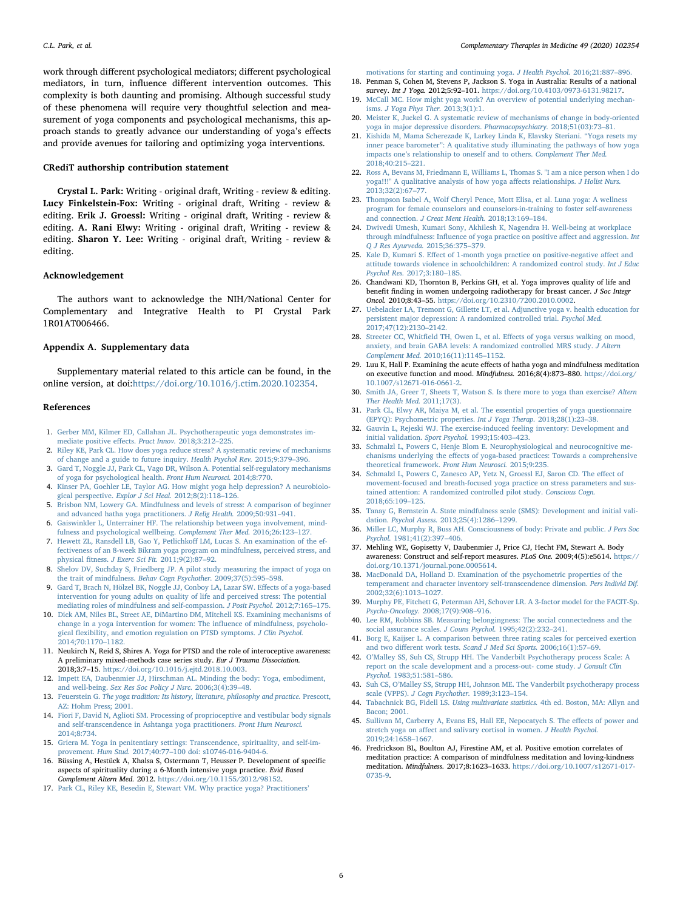work through different psychological mediators; different psychological mediators, in turn, influence different intervention outcomes. This complexity is both daunting and promising. Although successful study of these phenomena will require very thoughtful selection and measurement of yoga components and psychological mechanisms, this approach stands to greatly advance our understanding of yoga's effects and provide avenues for tailoring and optimizing yoga interventions.

## CRediT authorship contribution statement

**Crystal L. Park:** Writing - original draft, Writing - review & editing. **Lucy Finkelstein-Fox:** Writing - original draft, Writing - review & editing. **Erik J. Groessl:** Writing - original draft, Writing - review & editing. **A. Rani Elwy:** Writing - original draft, Writing - review & editing. **Sharon Y. Lee:** Writing - original draft, Writing - review & editing.

## Acknowledgement

The authors want to acknowledge the NIH/National Center for Complementary and Integrative Health to PI Crystal Park 1R01AT006466.

## Appendix A. Supplementary data

Supplementary material related to this article can be found, in the online version, at doi:https://doi.org/10.1016/j.ctim.2020.102354.

## References

1. Gerber MM, Kilmer ED, Callahan JL. Psychotherapeutic yoga demonstrates immediate positive effects. *Pract Innov.* 2018;3:212–225.
2. Riley KE, Park CL. How does yoga reduce stress? A systematic review of mechanisms of change and a guide to future inquiry. *Health Psychol Rev.* 2015;9:379–396.
3. Gard T, Noggle JJ, Park CL, Vago DR, Wilson A. Potential self-regulatory mechanisms of yoga for psychological health. *Front Hum Neurosci.* 2014;8:770.
4. Kinser PA, Goehler LE, Taylor AG. How might yoga help depression? A neurobiological perspective. *Explor J Sci Heal.* 2012;8(2):118–126.
5. Brisbon NM, Lowery GA. Mindfulness and levels of stress: A comparison of beginner and advanced hatha yoga practitioners. *J Relig Health.* 2009;50:931–941.
6. Gaiswinkler L, Unterrainer HF. The relationship between yoga involvement, mindfulness and psychological wellbeing. *Complement Ther Med.* 2016;26:123–127.
7. Hewett ZL, Ransdell LB, Gao Y, Petlichkoff LM, Lucas S. An examination of the effectiveness of an 8-week Bikram yoga program on mindfulness, perceived stress, and physical fitness. *J Exerc Sci Fit.* 2011;9(2):87–92.
8. Shelov DV, Suchday S, Friedberg JP. A pilot study measuring the impact of yoga on the trait of mindfulness. *Behav Cogn Psychother.* 2009;37(5):595–598.
9. Gard T, Brach N, Hölzel BK, Noggle JJ, Conboy LA, Lazar SW. Effects of a yoga-based intervention for young adults on quality of life and perceived stress: The potential mediating roles of mindfulness and self-compassion. *J Posit Psychol.* 2012;7:165–175.
10. Dick AM, Niles BL, Street AE, DiMartino DM, Mitchell KS. Examining mechanisms of change in a yoga intervention for women: The influence of mindfulness, psychological flexibility, and emotion regulation on PTSD symptoms. *J Clin Psychol.* 2014;70:1170–1182.
11. Neukirch N, Reid S, Shires A. Yoga for PTSD and the role of interoceptive awareness: A preliminary mixed-methods case series study. *Eur J Trauma Dissociation.* 2018;3:7–15. https://doi.org/10.1016/j.ejtd.2018.10.003.
12. Impett EA, Daubenmier JJ, Hirschman AL. Minding the body: Yoga, embodiment, and well-being. *Sex Res Soc Policy J Nsrc.* 2006;3(4):39–48.
13. Feuerstein G. *The yoga tradition: Its history, literature, philosophy and practice.* Prescott, AZ: Hohm Press; 2001.
14. Fiori F, David N, Aglioti SM. Processing of proprioceptive and vestibular body signals and self-transcendence in Ashtanga yoga practitioners. *Front Hum Neurosci.* 2014;8:734.
15. Griera M. Yoga in penitentiary settings: Transcendence, spirituality, and self-improvement. *Hum Stud.* 2017;40:77–100 doi: s10746-016-9404-6.
16. Büssing A, Hestück A, Khalsa S, Ostermann T, Heusser P. Development of specific aspects of spirituality during a 6-Month intensive yoga practice. *Evid Based Complement Altern Med.* 2012. https://doi.org/10.1155/2012/98152.
17. Park CL, Riley KE, Besedin E, Stewart VM. Why practice yoga? Practitioners' motivations for starting and continuing yoga. *J Health Psychol.* 2016;21:887–896.
18. Penman S, Cohen M, Stevens P, Jackson S. Yoga in Australia: Results of a national survey. *Int J Yoga.* 2012;5:92–101. https://doi.org/10.4103/0973-6131.98217.
19. McCall MC. How might yoga work? An overview of potential underlying mechanisms. *J Yoga Phys Ther.* 2013;3(1):1.
20. Meister K, Juckel G. A systematic review of mechanisms of change in body-oriented yoga in major depressive disorders. *Pharmacopsychiatry.* 2018;51(03):73–81.
21. Kishida M, Mama Scherezade K, Larkey Linda K, Elavsky Steriani. "Yoga resets my inner peace barometer": A qualitative study illuminating the pathways of how yoga impacts one's relationship to oneself and to others. *Complement Ther Med.* 2018;40:215–221.
22. Ross A, Bevans M, Friedmann E, Williams L, Thomas S. "I am a nice person when I do yoga!!!" A qualitative analysis of how yoga affects relationships. *J Holist Nurs.* 2013;32(2):67–77.
23. Thompson Isabel A, Wolf Cheryl Pence, Mott Elisa, et al. Luna yoga: A wellness program for female counselors and counselors-in-training to foster self-awareness and connection. *J Creat Ment Health.* 2018;13:169–184.
24. Dwivedi Umesh, Kumari Sony, Akhilesh K, Nagendra H. Well-being at workplace through mindfulness: Influence of yoga practice on positive affect and aggression. *Int Q J Res Ayurveda.* 2015;36:375–379.
25. Kale D, Kumari S. Effect of 1-month yoga practice on positive-negative affect and attitude towards violence in schoolchildren: A randomized control study. *Int J Educ Psychol Res.* 2017;3:180–185.
26. Chandwani KD, Thornton B, Perkins GH, et al. Yoga improves quality of life and benefit finding in women undergoing radiotherapy for breast cancer. *J Soc Integr Oncol.* 2010;8:43–55. https://doi.org/10.2310/7200.2010.0002.
27. Uebelacker LA, Tremont G, Gillette LT, et al. Adjunctive yoga v. health education for persistent major depression: A randomized controlled trial. *Psychol Med.* 2017;47(12):2130–2142.
28. Streeter CC, Whitfield TH, Owen L, et al. Effects of yoga versus walking on mood, anxiety, and brain GABA levels: A randomized controlled MRS study. *J Altern Complement Med.* 2010;16(11):1145–1152.
29. Luu K, Hall P. Examining the acute effects of hatha yoga and mindfulness meditation on executive function and mood. *Mindfulness.* 2016;8(4):873–880. https://doi.org/10.1007/s12671-016-0661-2.
30. Smith JA, Greer T, Sheets T, Watson S. Is there more to yoga than exercise? *Altern Ther Health Med.* 2011;17(3).
31. Park CL, Elwy AR, Maiya M, et al. The essential properties of yoga questionnaire (EPYQ): Psychometric properties. *Int J Yoga Therap.* 2018;28(1):23–38.
32. Gauvin L, Rejeski WJ. The exercise-induced feeling inventory: Development and initial validation. *Sport Psychol.* 1993;15:403–423.
33. Schmalzl L, Powers C, Henje Blom E. Neurophysiological and neurocognitive mechanisms underlying the effects of yoga-based practices: Towards a comprehensive theoretical framework. *Front Hum Neurosci.* 2015;9:235.
34. Schmalzl L, Powers C, Zanesco AP, Yetz N, Groessl EJ, Saron CD. The effect of movement-focused and breath-focused yoga practice on stress parameters and sustained attention: A randomized controlled pilot study. *Conscious Cogn.* 2018;65:109–125.
35. Tanay G, Bernstein A. State mindfulness scale (SMS): Development and initial validation. *Psychol Assess.* 2013;25(4):1286–1299.
36. Miller LC, Murphy R, Buss AH. Consciousness of body: Private and public. *J Pers Soc Psychol.* 1981;41(2):397–406.
37. Mehling WE, Gopisetty V, Daubenmier J, Price CJ, Hecht FM, Stewart A. Body awareness: Construct and self-report measures. *PLoS One.* 2009;4(5):e5614. https://doi.org/10.1371/journal.pone.0005614.
38. MacDonald DA, Holland D. Examination of the psychometric properties of the temperament and character inventory self-transcendence dimension. *Pers Individ Dif.* 2002;32(6):1013–1027.
39. Murphy PE, Fitchett G, Peterman AH, Schover LR. A 3-factor model for the FACIT-Sp. *Psycho-Oncology.* 2008;17(9):908–916.
40. Lee RM, Robbins SB. Measuring belongingness: The social connectedness and the social assurance scales. *J Couns Psychol.* 1995;42(2):232–241.
41. Borg E, Kaijser L. A comparison between three rating scales for perceived exertion and two different work tests. *Scand J Med Sci Sports.* 2006;16(1):57–69.
42. O'Malley SS, Suh CS, Strupp HH. The Vanderbilt Psychotherapy process Scale: A report on the scale development and a process-out- come study. *J Consult Clin Psychol.* 1983;51:581–586.
43. Suh CS, O'Malley SS, Strupp HH, Johnson ME. The Vanderbilt psychotherapy process scale (VPPS). *J Cogn Psychother.* 1989;3:123–154.
44. Tabachnick BG, Fidell LS. *Using multivariate statistics.* 4th ed. Boston, MA: Allyn and Bacon; 2001.
45. Sullivan M, Carberry A, Evans ES, Hall EE, Nepocatych S. The effects of power and stretch yoga on affect and salivary cortisol in women. *J Health Psychol.* 2019;24:1658–1667.
46. Fredrickson BL, Boulton AJ, Firestine AM, et al. Positive emotion correlates of meditation practice: A comparison of mindfulness meditation and loving-kindness meditation. *Mindfulness.* 2017;8:1623–1633. https://doi.org/10.1007/s12671-017-0735-9.